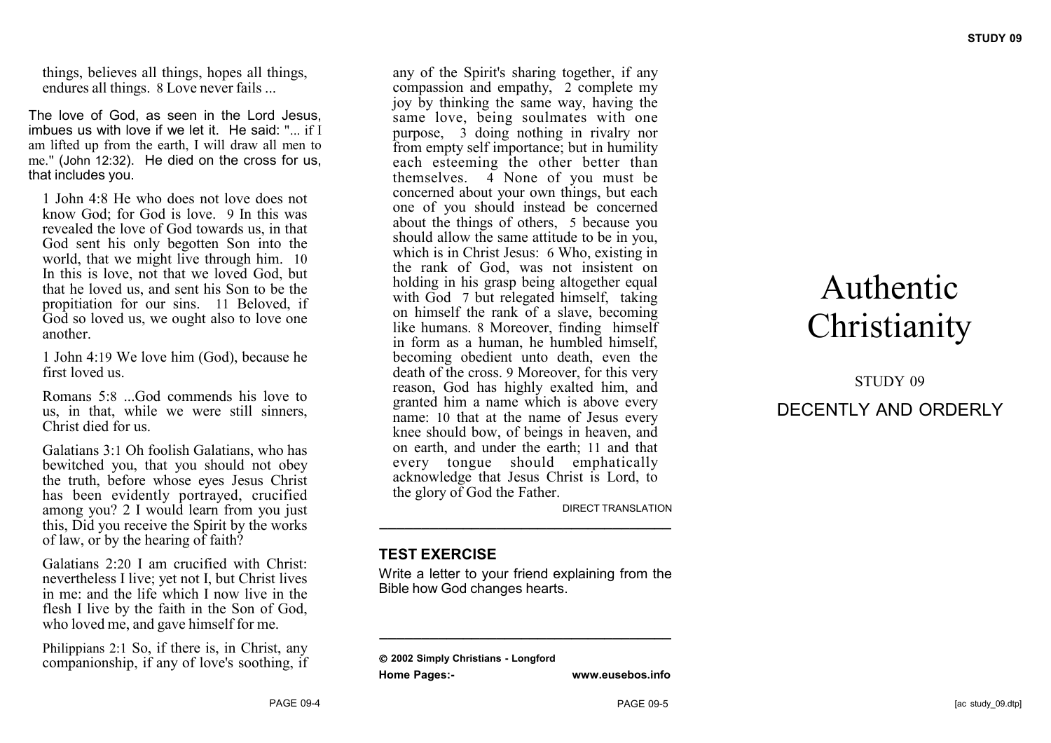things, believes all things, hopes all things, endures all things. 8 Love never fails ...

The love of God, as seen in the Lord Jesus, imbues us with love if we let it. He said: "... if I am lifted up from the earth, I will draw all men to me." (John 12:32). He died on the cross for us, that includes you.

1 John 4:8 He who does not love does not know God; for God is love. 9 In this was revealed the love of God towards us, in that God sent his only begotten Son into the world, that we might live through him. 10 In this is love, not that we loved God, but that he loved us, and sent his Son to be the propitiation for our sins. 11 Beloved, if God so loved us, we ought also to love one another.

1 John 4:19 We love him (God), because he first loved us.

Romans 5:8 ...God commends his love to us, in that, while we were still sinners, Christ died for us.

Galatians 3:1 Oh foolish Galatians, who has bewitched you, that you should not obey the truth, before whose eyes Jesus Christ has been evidently portrayed, crucified among you? 2 I would learn from you just this, Did you receive the Spirit by the works of law, or by the hearing of faith?

Galatians 2:20 I am crucified with Christ: nevertheless I live; yet not I, but Christ lives in me: and the life which I now live in the flesh I live by the faith in the Son of God, who loved me, and gave himself for me.

Philippians 2:1 So, if there is, in Christ, any companionship, if any of love's soothing, if any of the Spirit's sharing together, if any compassion and empathy, 2 complete my joy by thinking the same way, having the same love, being soulmates with one purpose, 3 doing nothing in rivalry nor from empty self importance; but in humility each esteeming the other better than themselves. 4 None of you must be concerned about your own things, but each one of you should instead be concerned about the things of others, 5 because you should allow the same attitude to be in you, which is in Christ Jesus: 6 Who, existing in the rank of God, was not insistent on holding in his grasp being altogether equal with God 7 but relegated himself, taking on himself the rank of a slave, becoming like humans. 8 Moreover, finding himself in form as a human, he humbled himself, becoming obedient unto death, even the death of the cross. 9 Moreover, for this very reason, God has highly exalted him, and granted him a name which is above every name: 10 that at the name of Jesus every knee should bow, of beings in heaven, and on earth, and under the earth; 11 and that every tongue should emphatically acknowledge that Jesus Christ is Lord, to the glory of God the Father.

DIRECT TRANSLATION

---

## TEST EXERCISE

Write a letter to your friend explaining from the Bible how God changes hearts.

---

© 2002 Simply Christians - Longford

**Home Pages:-** www.eusebos.info

# Authentic Christianity

STUDY 09

## DECENTLY AND ORDERLY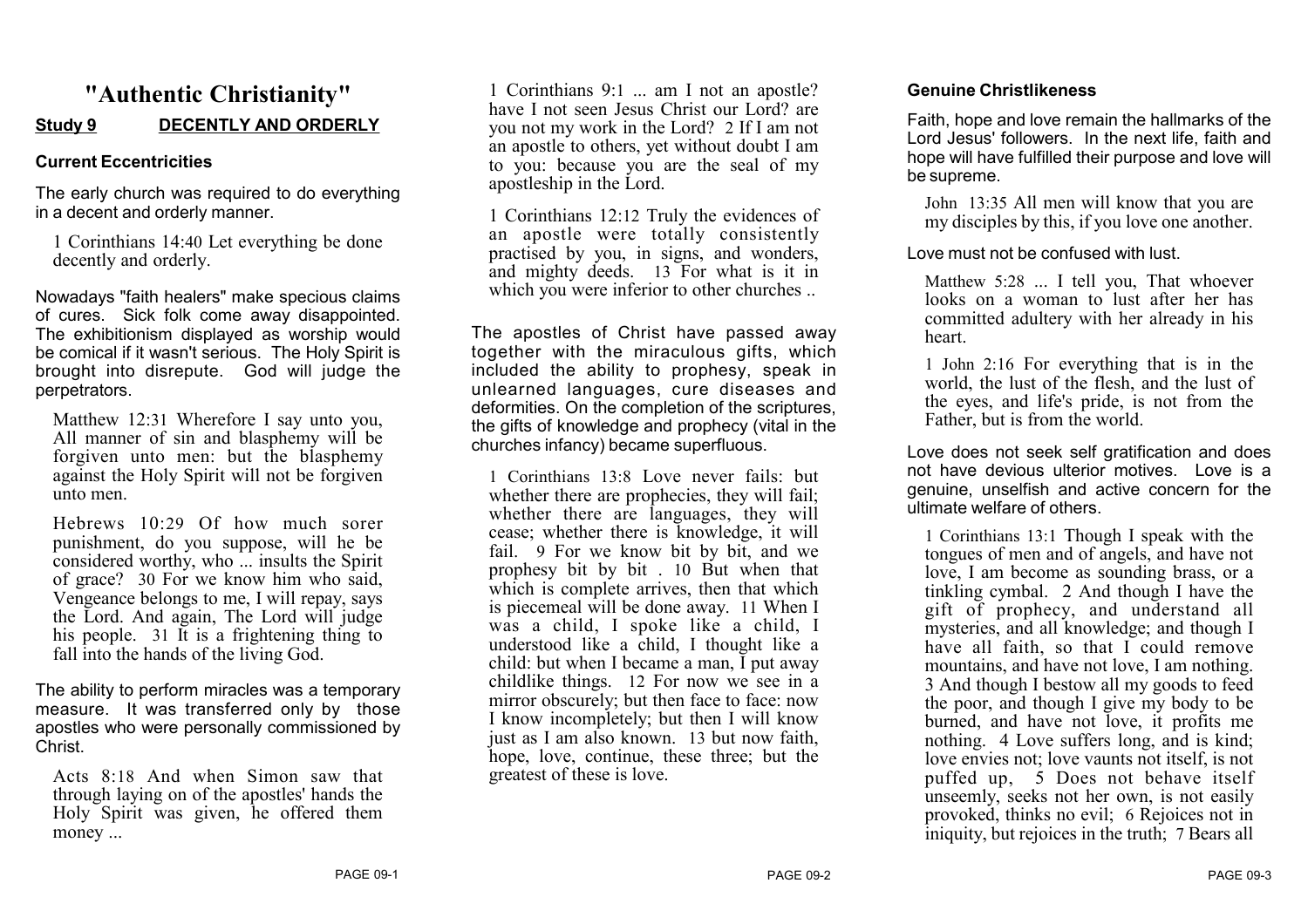# "Authentic Christianity"

## Study 9 DECENTLY AND ORDERLY

### Current Eccentricities

The early church was required to do everything in a decent and orderly manner.

> 1 Corinthians 14:40 Let everything be done decently and orderly.

Nowadays "faith healers" make specious claims of cures. Sick folk come away disappointed. The exhibitionism displayed as worship would be comical if it wasn't serious. The Holy Spirit is brought into disrepute. God will judge the perpetrators.

> Matthew 12:31 Wherefore I say unto you, All manner of sin and blasphemy will be forgiven unto men: but the blasphemy against the Holy Spirit will not be forgiven unto men.

> Hebrews 10:29 Of how much sorer punishment, do you suppose, will he be considered worthy, who ... insults the Spirit of grace? 30 For we know him who said, Vengeance belongs to me, I will repay, says the Lord. And again, The Lord will judge his people. 31 It is a frightening thing to fall into the hands of the living God.

The ability to perform miracles was a temporary measure. It was transferred only by those apostles who were personally commissioned by Christ.

> Acts 8:18 And when Simon saw that through laying on of the apostles' hands the Holy Spirit was given, he offered them money ...

> 1 Corinthians 9:1 ... am I not an apostle? have I not seen Jesus Christ our Lord? are you not my work in the Lord? 2 If I am not an apostle to others, yet without doubt I am to you: because you are the seal of my apostleship in the Lord.

> 1 Corinthians 12:12 Truly the evidences of an apostle were totally consistently practised by you, in signs, and wonders, and mighty deeds. 13 For what is it in which you were inferior to other churches ..

The apostles of Christ have passed away together with the miraculous gifts, which included the ability to prophesy, speak in unlearned languages, cure diseases and deformities. On the completion of the scriptures, the gifts of knowledge and prophecy (vital in the churches infancy) became superfluous.

> 1 Corinthians 13:8 Love never fails: but whether there are prophecies, they will fail; whether there are languages, they will cease; whether there is knowledge, it will fail. 9 For we know bit by bit, and we prophesy bit by bit . 10 But when that which is complete arrives, then that which is piecemeal will be done away. 11 When I was a child, I spoke like a child, I understood like a child, I thought like a child: but when I became a man, I put away childlike things. 12 For now we see in a mirror obscurely; but then face to face: now I know incompletely; but then I will know just as I am also known. 13 but now faith, hope, love, continue, these three; but the greatest of these is love.

### Genuine Christlikeness

Faith, hope and love remain the hallmarks of the Lord Jesus' followers. In the next life, faith and hope will have fulfilled their purpose and love will be supreme.

> John 13:35 All men will know that you are my disciples by this, if you love one another.

Love must not be confused with lust.

> Matthew 5:28 ... I tell you, That whoever looks on a woman to lust after her has committed adultery with her already in his heart.

> 1 John 2:16 For everything that is in the world, the lust of the flesh, and the lust of the eyes, and life's pride, is not from the Father, but is from the world.

Love does not seek self gratification and does not have devious ulterior motives. Love is a genuine, unselfish and active concern for the ultimate welfare of others.

> 1 Corinthians 13:1 Though I speak with the tongues of men and of angels, and have not love, I am become as sounding brass, or a tinkling cymbal. 2 And though I have the gift of prophecy, and understand all mysteries, and all knowledge; and though I have all faith, so that I could remove mountains, and have not love, I am nothing. 3 And though I bestow all my goods to feed the poor, and though I give my body to be burned, and have not love, it profits me nothing. 4 Love suffers long, and is kind; love envies not; love vaunts not itself, is not puffed up, 5 Does not behave itself unseemly, seeks not her own, is not easily provoked, thinks no evil; 6 Rejoices not in iniquity, but rejoices in the truth; 7 Bears all